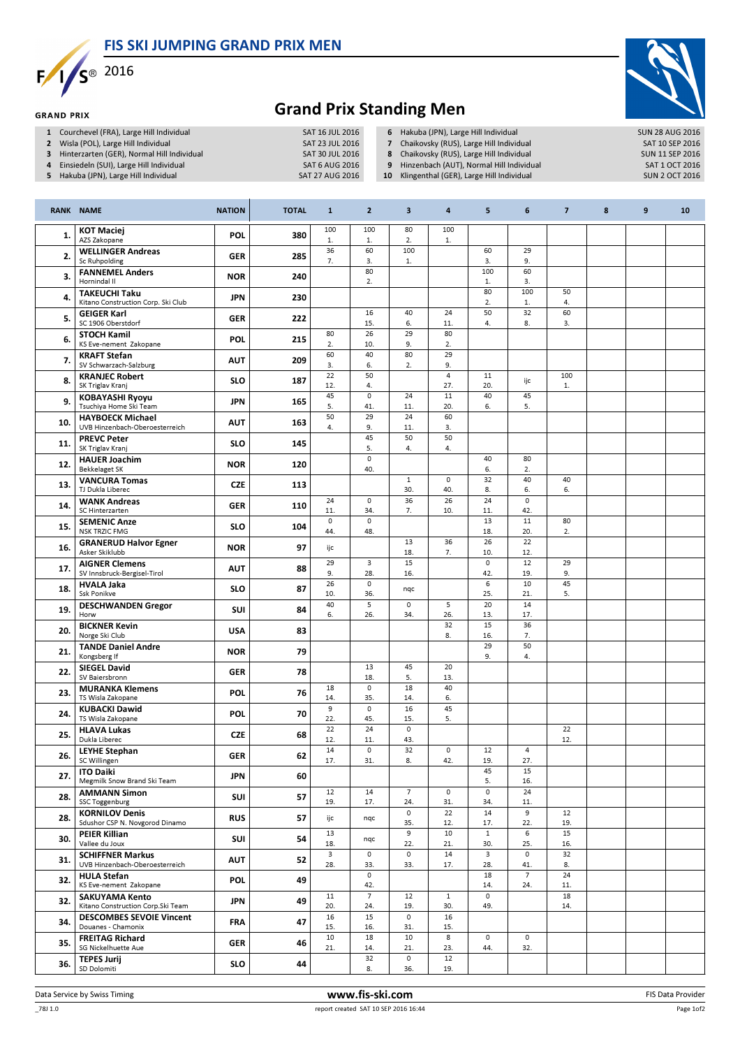# FIS SKI JUMPING GRAND PRIX MEN

2016

GRAND PRIX

## Grand Prix Standing Men

| | | |
|---|---|---|
| 1 | Courchevel (FRA), Large Hill Individual | SAT 16 JUL 2016 |
| 2 | Wisla (POL), Large Hill Individual | SAT 23 JUL 2016 |
| 3 | Hinterzarten (GER), Normal Hill Individual | SAT 30 JUL 2016 |
| 4 | Einsiedeln (SUI), Large Hill Individual | SAT 6 AUG 2016 |
| 5 | Hakuba (JPN), Large Hill Individual | SAT 27 AUG 2016 |
| 6 | Hakuba (JPN), Large Hill Individual | SUN 28 AUG 2016 |
| 7 | Chaikovsky (RUS), Large Hill Individual | SAT 10 SEP 2016 |
| 8 | Chaikovsky (RUS), Large Hill Individual | SUN 11 SEP 2016 |
| 9 | Hinzenbach (AUT), Normal Hill Individual | SAT 1 OCT 2016 |
| 10 | Klingenthal (GER), Large Hill Individual | SUN 2 OCT 2016 |

| RANK | NAME | NATION | TOTAL | 1 | 2 | 3 | 4 | 5 | 6 | 7 | 8 | 9 | 10 |
|---|---|---|---|---|---|---|---|---|---|---|---|---|---|
| 1. | KOT Maciej<br>AZS Zakopane | POL | 380 | 100<br>1. | 100<br>1. | 80<br>2. | 100<br>1. | | | | | | |
| 2. | WELLINGER Andreas<br>Sc Ruhpolding | GER | 285 | 36<br>7. | 60<br>3. | 100<br>1. | | 60<br>3. | 29<br>9. | | | | |
| 3. | FANNEMEL Anders<br>Hornindal Il | NOR | 240 | | 80<br>2. | | | 100<br>1. | 60<br>3. | | | | |
| 4. | TAKEUCHI Taku<br>Kitano Construction Corp. Ski Club | JPN | 230 | | | | | 80<br>2. | 100<br>1. | 50<br>4. | | | |
| 5. | GEIGER Karl<br>SC 1906 Oberstdorf | GER | 222 | | 16<br>15. | 40<br>6. | 24<br>11. | 50<br>4. | 32<br>8. | 60<br>3. | | | |
| 6. | STOCH Kamil<br>KS Eve-nement Zakopane | POL | 215 | 80<br>2. | 26<br>10. | 29<br>9. | 80<br>2. | | | | | | |
| 7. | KRAFT Stefan<br>SV Schwarzach-Salzburg | AUT | 209 | 60<br>3. | 40<br>6. | 80<br>2. | 29<br>9. | | | | | | |
| 8. | KRANJEC Robert<br>SK Triglav Kranj | SLO | 187 | 22<br>12. | 50<br>4. | | 4<br>27. | 11<br>20. | ijc | 100<br>1. | | | |
| 9. | KOBAYASHI Ryoyu<br>Tsuchiya Home Ski Team | JPN | 165 | 45<br>5. | 0<br>41. | 24<br>11. | 11<br>20. | 40<br>6. | 45<br>5. | | | | |
| 10. | HAYBOECK Michael<br>UVB Hinzenbach-Oberoesterreich | AUT | 163 | 50<br>4. | 29<br>9. | 24<br>11. | 60<br>3. | | | | | | |
| 11. | PREVC Peter<br>SK Triglav Kranj | SLO | 145 | | 45<br>5. | 50<br>4. | 50<br>4. | | | | | | |
| 12. | HAUER Joachim<br>Bekkelaget SK | NOR | 120 | | 0<br>40. | | | 40<br>6. | 80<br>2. | | | | |
| 13. | VANCURA Tomas<br>TJ Dukla Liberec | CZE | 113 | | | 1<br>30. | 0<br>40. | 32<br>8. | 40<br>6. | 40<br>6. | | | |
| 14. | WANK Andreas<br>SC Hinterzarten | GER | 110 | 24<br>11. | 0<br>34. | 36<br>7. | 26<br>10. | 24<br>11. | 0<br>42. | | | | |
| 15. | SEMENIC Anze<br>NSK TRZIC FMG | SLO | 104 | 0<br>44. | 0<br>48. | | | 13<br>18. | 11<br>20. | 80<br>2. | | | |
| 16. | GRANERUD Halvor Egner<br>Asker Skiklubb | NOR | 97 | ijc | | 13<br>18. | 36<br>7. | 26<br>10. | 22<br>12. | | | | |
| 17. | AIGNER Clemens<br>SV Innsbruck-Bergisel-Tirol | AUT | 88 | 29<br>9. | 3<br>28. | 15<br>16. | | 0<br>42. | 12<br>19. | 29<br>9. | | | |
| 18. | HVALA Jaka<br>Ssk Ponikve | SLO | 87 | 26<br>10. | 0<br>36. | nqc | | 6<br>25. | 10<br>21. | 45<br>5. | | | |
| 19. | DESCHWANDEN Gregor<br>Horw | SUI | 84 | 40<br>6. | 5<br>26. | 0<br>34. | 5<br>26. | 20<br>13. | 14<br>17. | | | | |
| 20. | BICKNER Kevin<br>Norge Ski Club | USA | 83 | | | | 32<br>8. | 15<br>16. | 36<br>7. | | | | |
| 21. | TANDE Daniel Andre<br>Kongsberg If | NOR | 79 | | | | | 29<br>9. | 50<br>4. | | | | |
| 22. | SIEGEL David<br>SV Baiersbronn | GER | 78 | | 13<br>18. | 45<br>5. | 20<br>13. | | | | | | |
| 23. | MURANKA Klemens<br>TS Wisla Zakopane | POL | 76 | 18<br>14. | 0<br>35. | 18<br>14. | 40<br>6. | | | | | | |
| 24. | KUBACKI Dawid<br>TS Wisla Zakopane | POL | 70 | 9<br>22. | 0<br>45. | 16<br>15. | 45<br>5. | | | | | | |
| 25. | HLAVA Lukas<br>Dukla Liberec | CZE | 68 | 22<br>12. | 24<br>11. | 0<br>43. | | | | 22<br>12. | | | |
| 26. | LEYHE Stephan<br>SC Willingen | GER | 62 | 14<br>17. | 0<br>31. | 32<br>8. | 0<br>42. | 12<br>19. | 4<br>27. | | | | |
| 27. | ITO Daiki<br>Megmilk Snow Brand Ski Team | JPN | 60 | | | | | 45<br>5. | 15<br>16. | | | | |
| 28. | AMMANN Simon<br>SSC Toggenburg | SUI | 57 | 12<br>19. | 14<br>17. | 7<br>24. | 0<br>31. | 0<br>34. | 24<br>11. | | | | |
| 28. | KORNILOV Denis<br>Sdushor CSP N. Novgorod Dinamo | RUS | 57 | ijc | nqc | 0<br>35. | 22<br>12. | 14<br>17. | 9<br>22. | 12<br>19. | | | |
| 30. | PEIER Killian<br>Vallee du Joux | SUI | 54 | 13<br>18. | nqc | 9<br>22. | 10<br>21. | 1<br>30. | 6<br>25. | 15<br>16. | | | |
| 31. | SCHIFFNER Markus<br>UVB Hinzenbach-Oberoesterreich | AUT | 52 | 3<br>28. | 0<br>33. | 0<br>33. | 14<br>17. | 3<br>28. | 0<br>41. | 32<br>8. | | | |
| 32. | HULA Stefan<br>KS Eve-nement Zakopane | POL | 49 | | 0<br>42. | | | 18<br>14. | 7<br>24. | 24<br>11. | | | |
| 32. | SAKUYAMA Kento<br>Kitano Construction Corp.Ski Team | JPN | 49 | 11<br>20. | 7<br>24. | 12<br>19. | 1<br>30. | 0<br>49. | | 18<br>14. | | | |
| 34. | DESCOMBES SEVOIE Vincent<br>Douanes - Chamonix | FRA | 47 | 16<br>15. | 15<br>16. | 0<br>31. | 16<br>15. | | | | | | |
| 35. | FREITAG Richard<br>SG Nickelhuette Aue | GER | 46 | 10<br>21. | 18<br>14. | 10<br>21. | 8<br>23. | 0<br>44. | 0<br>32. | | | | |
| 36. | TEPES Jurij<br>SD Dolomiti | SLO | 44 | | 32<br>8. | 0<br>36. | 12<br>19. | | | | | | |

Data Service by Swiss Timing www.fis-ski.com FIS Data Provider

_78J 1.0 report created SAT 10 SEP 2016 16:44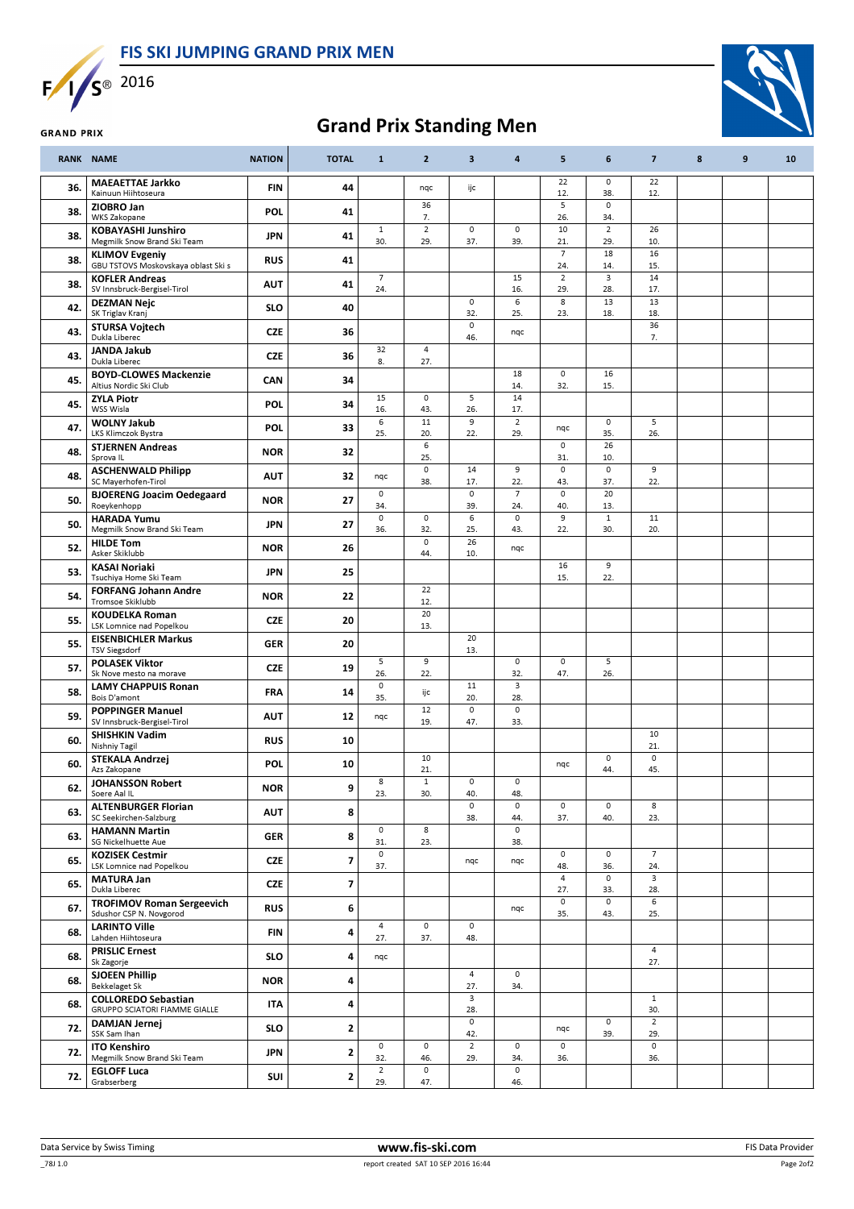# FIS SKI JUMPING GRAND PRIX MEN

2016

GRAND PRIX

## Grand Prix Standing Men

| RANK | NAME | NATION | TOTAL | 1 | 2 | 3 | 4 | 5 | 6 | 7 | 8 | 9 | 10 |
|---|---|---|---|---|---|---|---|---|---|---|---|---|---|
| 36. | **MAEAETTAE Jarkko** Kainuun Hiihtoseura | FIN | 44 | | nqc | ijc | | 22 12. | 0 38. | 22 12. | | | |
| 38. | **ZIOBRO Jan** WKS Zakopane | POL | 41 | | 36 7. | | | 5 26. | 0 34. | | | | |
| 38. | **KOBAYASHI Junshiro** Megmilk Snow Brand Ski Team | JPN | 41 | 1 30. | 2 29. | 0 37. | 0 39. | 10 21. | 2 29. | 26 10. | | | |
| 38. | **KLIMOV Evgeniy** GBU TSTOVS Moskovskaya oblast Ski s | RUS | 41 | | | | | 7 24. | 18 14. | 16 15. | | | |
| 38. | **KOFLER Andreas** SV Innsbruck-Bergisel-Tirol | AUT | 41 | 7 24. | | | 15 16. | 2 29. | 3 28. | 14 17. | | | |
| 42. | **DEZMAN Nejc** SK Triglav Kranj | SLO | 40 | | | 0 32. | 6 25. | 8 23. | 13 18. | 13 18. | | | |
| 43. | **STURSA Vojtech** Dukla Liberec | CZE | 36 | | | 0 46. | nqc | | | 36 7. | | | |
| 43. | **JANDA Jakub** Dukla Liberec | CZE | 36 | 32 8. | 4 27. | | | | | | | | |
| 45. | **BOYD-CLOWES Mackenzie** Altius Nordic Ski Club | CAN | 34 | | | | 18 14. | 0 32. | 16 15. | | | | |
| 45. | **ZYLA Piotr** WSS Wisla | POL | 34 | 15 16. | 0 43. | 5 26. | 14 17. | | | | | | |
| 47. | **WOLNY Jakub** LKS Klimczok Bystra | POL | 33 | 6 25. | 11 20. | 9 22. | 2 29. | nqc | 0 35. | 5 26. | | | |
| 48. | **STJERNEN Andreas** Sprova IL | NOR | 32 | | 6 25. | | | 0 31. | 26 10. | | | | |
| 48. | **ASCHENWALD Philipp** SC Mayerhofen-Tirol | AUT | 32 | nqc | 0 38. | 14 17. | 9 22. | 0 43. | 0 37. | 9 22. | | | |
| 50. | **BJOERENG Joacim Oedegaard** Roeykenhopp | NOR | 27 | 0 34. | | 0 39. | 7 24. | 0 40. | 20 13. | | | | |
| 50. | **HARADA Yumu** Megmilk Snow Brand Ski Team | JPN | 27 | 0 36. | 0 32. | 6 25. | 0 43. | 9 22. | 1 30. | 11 20. | | | |
| 52. | **HILDE Tom** Asker Skiklubb | NOR | 26 | | 0 44. | 26 10. | nqc | | | | | | |
| 53. | **KASAI Noriaki** Tsuchiya Home Ski Team | JPN | 25 | | | | | 16 15. | 9 22. | | | | |
| 54. | **FORFANG Johann Andre** Tromsoe Skiklubb | NOR | 22 | | 22 12. | | | | | | | | |
| 55. | **KOUDELKA Roman** LSK Lomnice nad Popelkou | CZE | 20 | | 20 13. | | | | | | | | |
| 55. | **EISENBICHLER Markus** TSV Siegsdorf | GER | 20 | | | 20 13. | | | | | | | |
| 57. | **POLASEK Viktor** Sk Nove mesto na morave | CZE | 19 | 5 26. | 9 22. | | 0 32. | 0 47. | 5 26. | | | | |
| 58. | **LAMY CHAPPUIS Ronan** Bois D'amont | FRA | 14 | 0 35. | ijc | 11 20. | 3 28. | | | | | | |
| 59. | **POPPINGER Manuel** SV Innsbruck-Bergisel-Tirol | AUT | 12 | nqc | 12 19. | 0 47. | 0 33. | | | | | | |
| 60. | **SHISHKIN Vadim** Nishniy Tagil | RUS | 10 | | | | | | | 10 21. | | | |
| 60. | **STEKALA Andrzej** Azs Zakopane | POL | 10 | | 10 21. | | | nqc | 0 44. | 0 45. | | | |
| 62. | **JOHANSSON Robert** Soere Aal IL | NOR | 9 | 8 23. | 1 30. | 0 40. | 0 48. | | | | | | |
| 63. | **ALTENBURGER Florian** SC Seekirchen-Salzburg | AUT | 8 | | | 0 38. | 0 44. | 0 37. | 0 40. | 8 23. | | | |
| 63. | **HAMANN Martin** SG Nickelhuette Aue | GER | 8 | 0 31. | 8 23. | | 0 38. | | | | | | |
| 65. | **KOZISEK Cestmir** LSK Lomnice nad Popelkou | CZE | 7 | 0 37. | | nqc | nqc | 0 48. | 0 36. | 7 24. | | | |
| 65. | **MATURA Jan** Dukla Liberec | CZE | 7 | | | | | 4 27. | 0 33. | 3 28. | | | |
| 67. | **TROFIMOV Roman Sergeevich** Sdushor CSP N. Novgorod | RUS | 6 | | | | nqc | 0 35. | 0 43. | 6 25. | | | |
| 68. | **LARINTO Ville** Lahden Hiihtoseura | FIN | 4 | 4 27. | 0 37. | 0 48. | | | | | | | |
| 68. | **PRISLIC Ernest** Sk Zagorje | SLO | 4 | nqc | | | | | | 4 27. | | | |
| 68. | **SJOEEN Phillip** Bekkelaget Sk | NOR | 4 | | | 4 27. | 0 34. | | | | | | |
| 68. | **COLLOREDO Sebastian** GRUPPO SCIATORI FIAMME GIALLE | ITA | 4 | | | 3 28. | | | | 1 30. | | | |
| 72. | **DAMJAN Jernej** SSK Sam Ihan | SLO | 2 | | | 0 42. | | nqc | 0 39. | 2 29. | | | |
| 72. | **ITO Kenshiro** Megmilk Snow Brand Ski Team | JPN | 2 | 0 32. | 0 46. | 2 29. | 0 34. | 0 36. | | 0 36. | | | |
| 72. | **EGLOFF Luca** Grabserberg | SUI | 2 | 2 29. | 0 47. | | 0 46. | | | | | | |

Data Service by Swiss Timing | www.fis-ski.com | FIS Data Provider

_78J 1.0 | report created SAT 10 SEP 2016 16:44